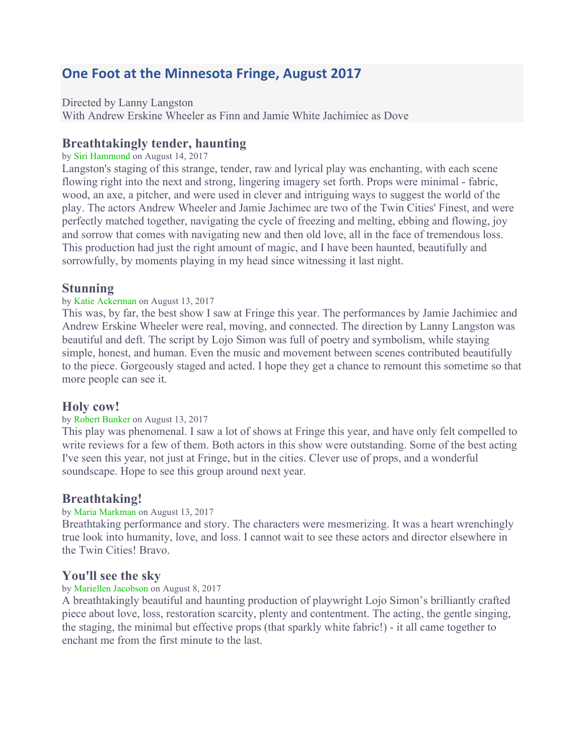## One Foot at the Minnesota Fringe, August 2017

Directed by Lanny Langston
With Andrew Erskine Wheeler as Finn and Jamie White Jachimiec as Dove

### Breathtakingly tender, haunting

by Siri Hammond on August 14, 2017

Langston's staging of this strange, tender, raw and lyrical play was enchanting, with each scene flowing right into the next and strong, lingering imagery set forth. Props were minimal - fabric, wood, an axe, a pitcher, and were used in clever and intriguing ways to suggest the world of the play. The actors Andrew Wheeler and Jamie Jachimec are two of the Twin Cities' Finest, and were perfectly matched together, navigating the cycle of freezing and melting, ebbing and flowing, joy and sorrow that comes with navigating new and then old love, all in the face of tremendous loss. This production had just the right amount of magic, and I have been haunted, beautifully and sorrowfully, by moments playing in my head since witnessing it last night.

### Stunning

by Katie Ackerman on August 13, 2017

This was, by far, the best show I saw at Fringe this year. The performances by Jamie Jachimiec and Andrew Erskine Wheeler were real, moving, and connected. The direction by Lanny Langston was beautiful and deft. The script by Lojo Simon was full of poetry and symbolism, while staying simple, honest, and human. Even the music and movement between scenes contributed beautifully to the piece. Gorgeously staged and acted. I hope they get a chance to remount this sometime so that more people can see it.

### Holy cow!

by Robert Bunker on August 13, 2017

This play was phenomenal. I saw a lot of shows at Fringe this year, and have only felt compelled to write reviews for a few of them. Both actors in this show were outstanding. Some of the best acting I've seen this year, not just at Fringe, but in the cities. Clever use of props, and a wonderful soundscape. Hope to see this group around next year.

### Breathtaking!

by Maria Markman on August 13, 2017

Breathtaking performance and story. The characters were mesmerizing. It was a heart wrenchingly true look into humanity, love, and loss. I cannot wait to see these actors and director elsewhere in the Twin Cities! Bravo.

### You'll see the sky

by Mariellen Jacobson on August 8, 2017

A breathtakingly beautiful and haunting production of playwright Lojo Simon's brilliantly crafted piece about love, loss, restoration scarcity, plenty and contentment. The acting, the gentle singing, the staging, the minimal but effective props (that sparkly white fabric!) - it all came together to enchant me from the first minute to the last.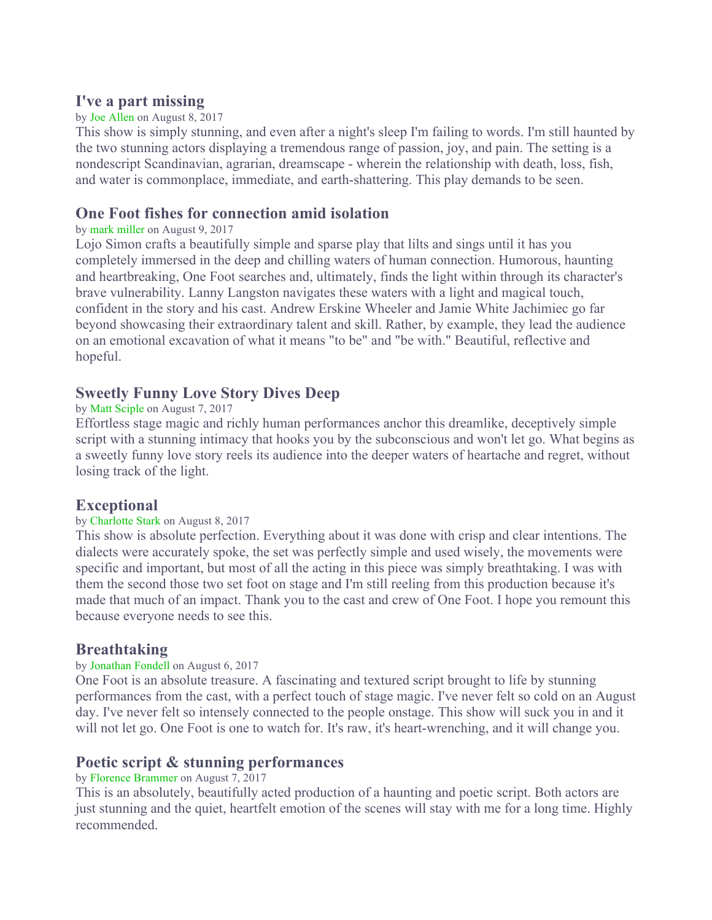### I've a part missing

by Joe Allen on August 8, 2017

This show is simply stunning, and even after a night's sleep I'm failing to words. I'm still haunted by the two stunning actors displaying a tremendous range of passion, joy, and pain. The setting is a nondescript Scandinavian, agrarian, dreamscape - wherein the relationship with death, loss, fish, and water is commonplace, immediate, and earth-shattering. This play demands to be seen.

### One Foot fishes for connection amid isolation

by mark miller on August 9, 2017

Lojo Simon crafts a beautifully simple and sparse play that lilts and sings until it has you completely immersed in the deep and chilling waters of human connection. Humorous, haunting and heartbreaking, One Foot searches and, ultimately, finds the light within through its character's brave vulnerability. Lanny Langston navigates these waters with a light and magical touch, confident in the story and his cast. Andrew Erskine Wheeler and Jamie White Jachimiec go far beyond showcasing their extraordinary talent and skill. Rather, by example, they lead the audience on an emotional excavation of what it means "to be" and "be with." Beautiful, reflective and hopeful.

### Sweetly Funny Love Story Dives Deep

by Matt Sciple on August 7, 2017

Effortless stage magic and richly human performances anchor this dreamlike, deceptively simple script with a stunning intimacy that hooks you by the subconscious and won't let go. What begins as a sweetly funny love story reels its audience into the deeper waters of heartache and regret, without losing track of the light.

### Exceptional

by Charlotte Stark on August 8, 2017

This show is absolute perfection. Everything about it was done with crisp and clear intentions. The dialects were accurately spoke, the set was perfectly simple and used wisely, the movements were specific and important, but most of all the acting in this piece was simply breathtaking. I was with them the second those two set foot on stage and I'm still reeling from this production because it's made that much of an impact. Thank you to the cast and crew of One Foot. I hope you remount this because everyone needs to see this.

### Breathtaking

by Jonathan Fondell on August 6, 2017

One Foot is an absolute treasure. A fascinating and textured script brought to life by stunning performances from the cast, with a perfect touch of stage magic. I've never felt so cold on an August day. I've never felt so intensely connected to the people onstage. This show will suck you in and it will not let go. One Foot is one to watch for. It's raw, it's heart-wrenching, and it will change you.

### Poetic script & stunning performances

by Florence Brammer on August 7, 2017

This is an absolutely, beautifully acted production of a haunting and poetic script. Both actors are just stunning and the quiet, heartfelt emotion of the scenes will stay with me for a long time. Highly recommended.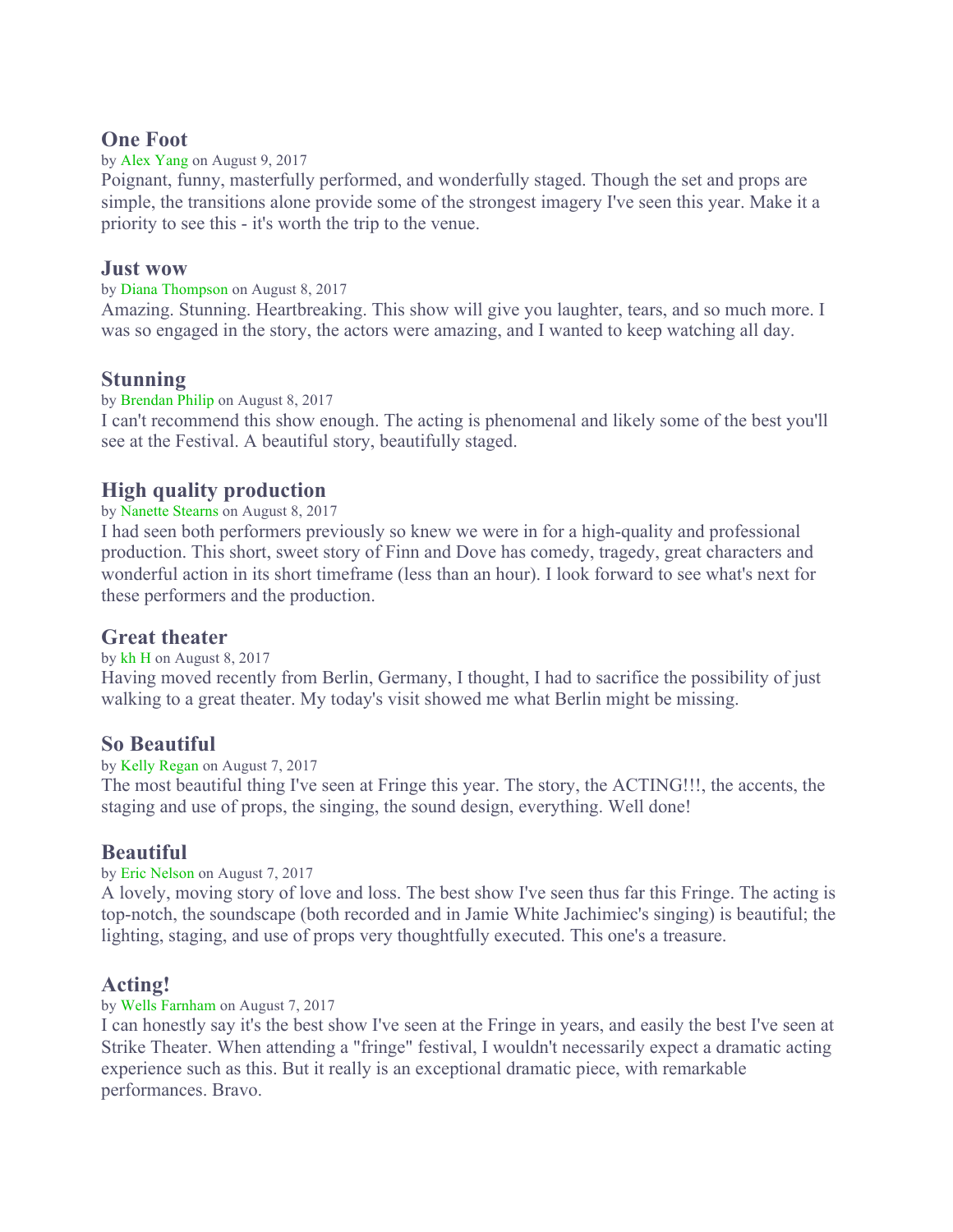### One Foot

by Alex Yang on August 9, 2017

Poignant, funny, masterfully performed, and wonderfully staged. Though the set and props are simple, the transitions alone provide some of the strongest imagery I've seen this year. Make it a priority to see this - it's worth the trip to the venue.

### Just wow

by Diana Thompson on August 8, 2017

Amazing. Stunning. Heartbreaking. This show will give you laughter, tears, and so much more. I was so engaged in the story, the actors were amazing, and I wanted to keep watching all day.

### Stunning

by Brendan Philip on August 8, 2017

I can't recommend this show enough. The acting is phenomenal and likely some of the best you'll see at the Festival. A beautiful story, beautifully staged.

### High quality production

by Nanette Stearns on August 8, 2017

I had seen both performers previously so knew we were in for a high-quality and professional production. This short, sweet story of Finn and Dove has comedy, tragedy, great characters and wonderful action in its short timeframe (less than an hour). I look forward to see what's next for these performers and the production.

### Great theater

by kh H on August 8, 2017

Having moved recently from Berlin, Germany, I thought, I had to sacrifice the possibility of just walking to a great theater. My today's visit showed me what Berlin might be missing.

### So Beautiful

by Kelly Regan on August 7, 2017

The most beautiful thing I've seen at Fringe this year. The story, the ACTING!!!, the accents, the staging and use of props, the singing, the sound design, everything. Well done!

### Beautiful

by Eric Nelson on August 7, 2017

A lovely, moving story of love and loss. The best show I've seen thus far this Fringe. The acting is top-notch, the soundscape (both recorded and in Jamie White Jachimiec's singing) is beautiful; the lighting, staging, and use of props very thoughtfully executed. This one's a treasure.

### Acting!

by Wells Farnham on August 7, 2017

I can honestly say it's the best show I've seen at the Fringe in years, and easily the best I've seen at Strike Theater. When attending a "fringe" festival, I wouldn't necessarily expect a dramatic acting experience such as this. But it really is an exceptional dramatic piece, with remarkable performances. Bravo.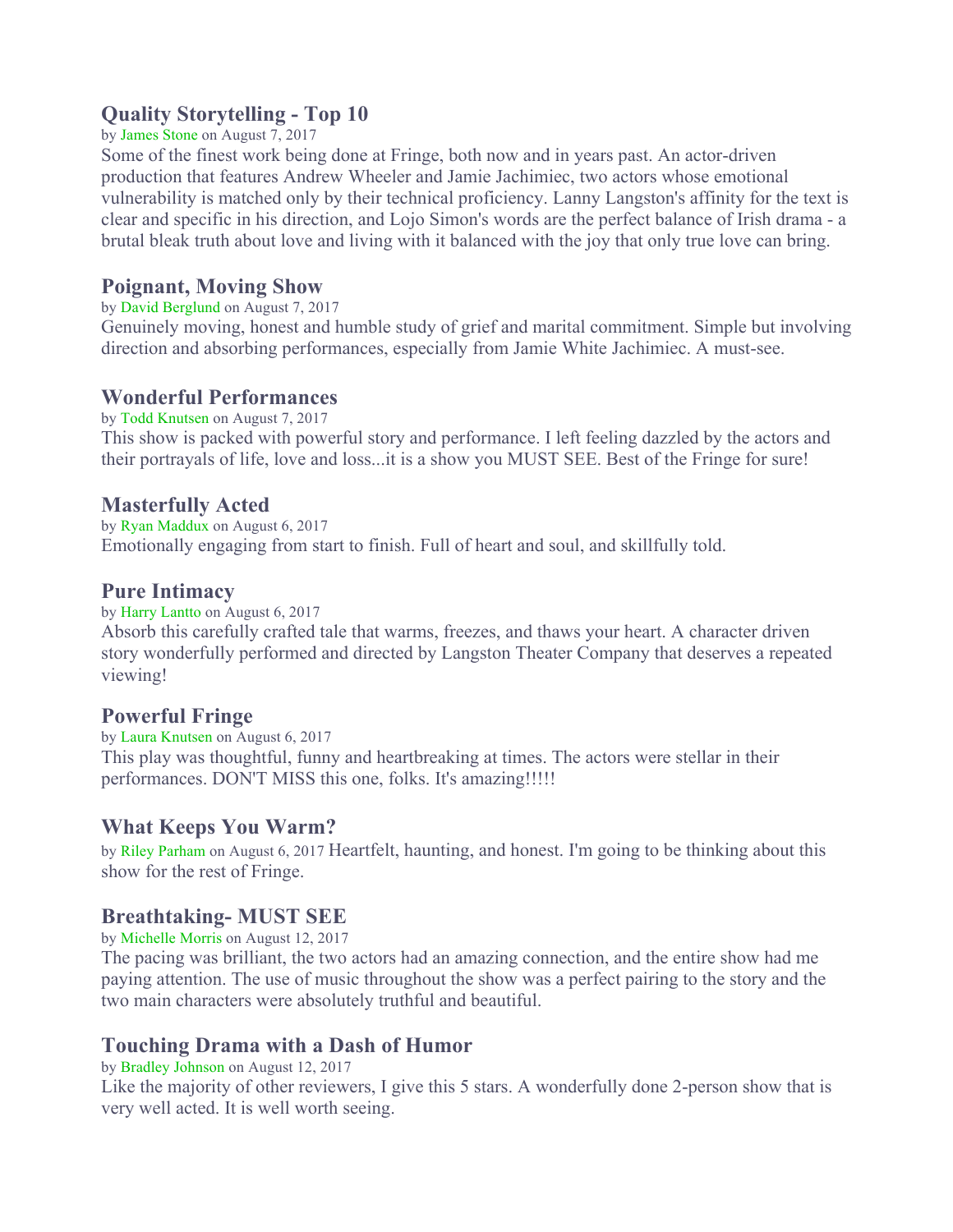### Quality Storytelling - Top 10

by James Stone on August 7, 2017

Some of the finest work being done at Fringe, both now and in years past. An actor-driven production that features Andrew Wheeler and Jamie Jachimiec, two actors whose emotional vulnerability is matched only by their technical proficiency. Lanny Langston's affinity for the text is clear and specific in his direction, and Lojo Simon's words are the perfect balance of Irish drama - a brutal bleak truth about love and living with it balanced with the joy that only true love can bring.

### Poignant, Moving Show

by David Berglund on August 7, 2017

Genuinely moving, honest and humble study of grief and marital commitment. Simple but involving direction and absorbing performances, especially from Jamie White Jachimiec. A must-see.

### Wonderful Performances

by Todd Knutsen on August 7, 2017

This show is packed with powerful story and performance. I left feeling dazzled by the actors and their portrayals of life, love and loss...it is a show you MUST SEE. Best of the Fringe for sure!

### Masterfully Acted

by Ryan Maddux on August 6, 2017

Emotionally engaging from start to finish. Full of heart and soul, and skillfully told.

### Pure Intimacy

by Harry Lantto on August 6, 2017

Absorb this carefully crafted tale that warms, freezes, and thaws your heart. A character driven story wonderfully performed and directed by Langston Theater Company that deserves a repeated viewing!

### Powerful Fringe

by Laura Knutsen on August 6, 2017

This play was thoughtful, funny and heartbreaking at times. The actors were stellar in their performances. DON'T MISS this one, folks. It's amazing!!!!!

### What Keeps You Warm?

by Riley Parham on August 6, 2017 Heartfelt, haunting, and honest. I'm going to be thinking about this show for the rest of Fringe.

### Breathtaking- MUST SEE

by Michelle Morris on August 12, 2017

The pacing was brilliant, the two actors had an amazing connection, and the entire show had me paying attention. The use of music throughout the show was a perfect pairing to the story and the two main characters were absolutely truthful and beautiful.

### Touching Drama with a Dash of Humor

by Bradley Johnson on August 12, 2017

Like the majority of other reviewers, I give this 5 stars. A wonderfully done 2-person show that is very well acted. It is well worth seeing.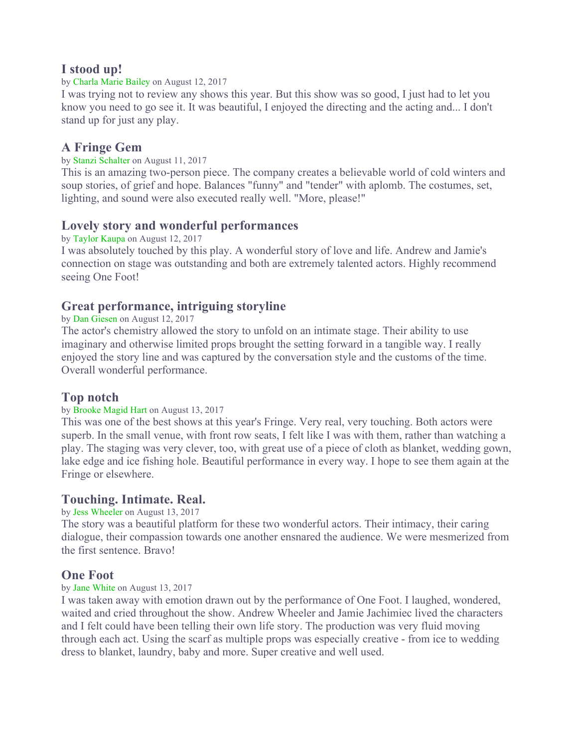### I stood up!

by Charla Marie Bailey on August 12, 2017

I was trying not to review any shows this year. But this show was so good, I just had to let you know you need to go see it. It was beautiful, I enjoyed the directing and the acting and... I don't stand up for just any play.

### A Fringe Gem

by Stanzi Schalter on August 11, 2017

This is an amazing two-person piece. The company creates a believable world of cold winters and soup stories, of grief and hope. Balances "funny" and "tender" with aplomb. The costumes, set, lighting, and sound were also executed really well. "More, please!"

### Lovely story and wonderful performances

by Taylor Kaupa on August 12, 2017

I was absolutely touched by this play. A wonderful story of love and life. Andrew and Jamie's connection on stage was outstanding and both are extremely talented actors. Highly recommend seeing One Foot!

### Great performance, intriguing storyline

by Dan Giesen on August 12, 2017

The actor's chemistry allowed the story to unfold on an intimate stage. Their ability to use imaginary and otherwise limited props brought the setting forward in a tangible way. I really enjoyed the story line and was captured by the conversation style and the customs of the time. Overall wonderful performance.

### Top notch

by Brooke Magid Hart on August 13, 2017

This was one of the best shows at this year's Fringe. Very real, very touching. Both actors were superb. In the small venue, with front row seats, I felt like I was with them, rather than watching a play. The staging was very clever, too, with great use of a piece of cloth as blanket, wedding gown, lake edge and ice fishing hole. Beautiful performance in every way. I hope to see them again at the Fringe or elsewhere.

### Touching. Intimate. Real.

by Jess Wheeler on August 13, 2017

The story was a beautiful platform for these two wonderful actors. Their intimacy, their caring dialogue, their compassion towards one another ensnared the audience. We were mesmerized from the first sentence. Bravo!

### One Foot

by Jane White on August 13, 2017

I was taken away with emotion drawn out by the performance of One Foot. I laughed, wondered, waited and cried throughout the show. Andrew Wheeler and Jamie Jachimiec lived the characters and I felt could have been telling their own life story. The production was very fluid moving through each act. Using the scarf as multiple props was especially creative - from ice to wedding dress to blanket, laundry, baby and more. Super creative and well used.